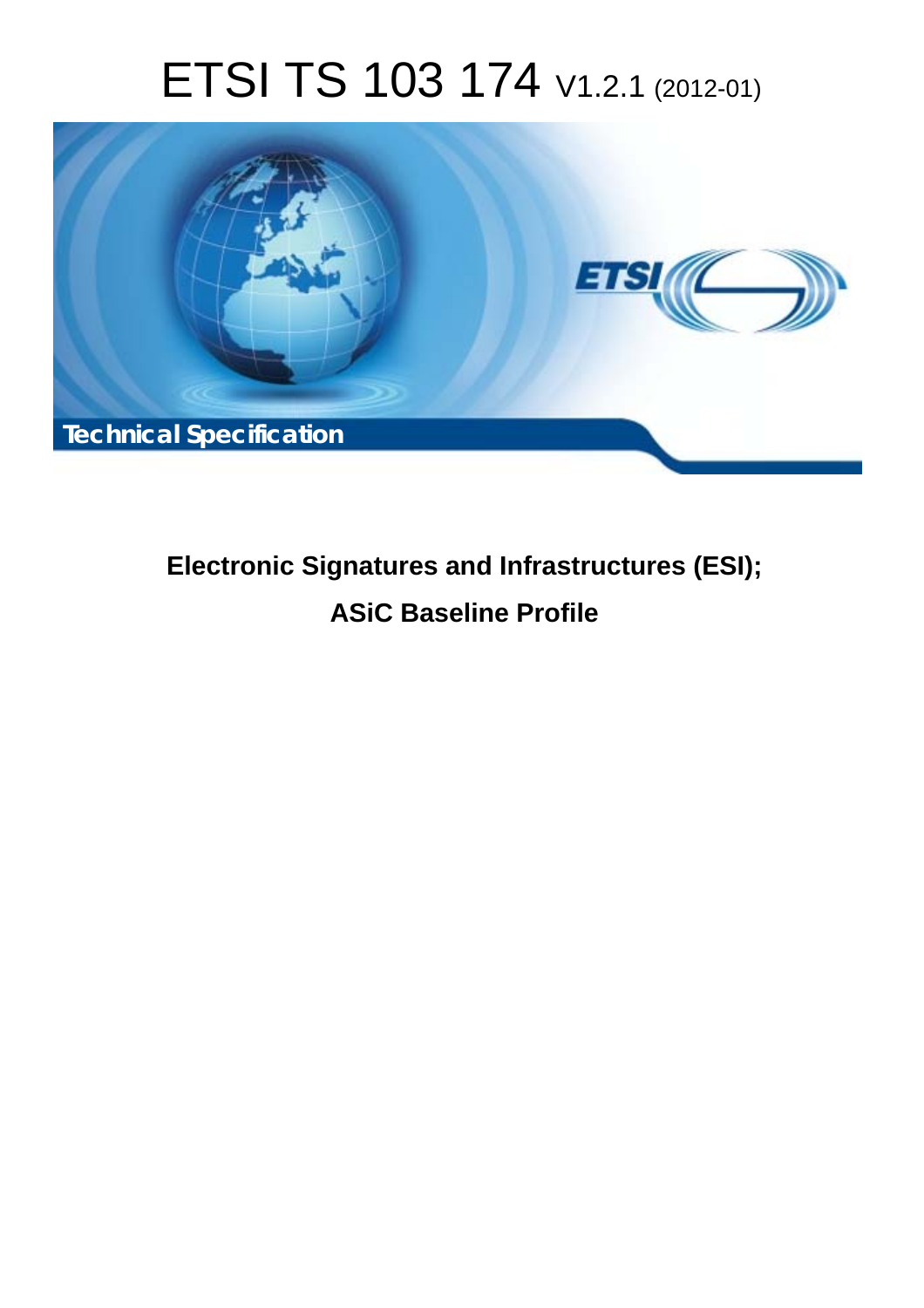# ETSI TS 103 174 V1.2.1 (2012-01)

**Technical Specification**

## Electronic Signatures and Infrastructures (ESI); ASiC Baseline Profile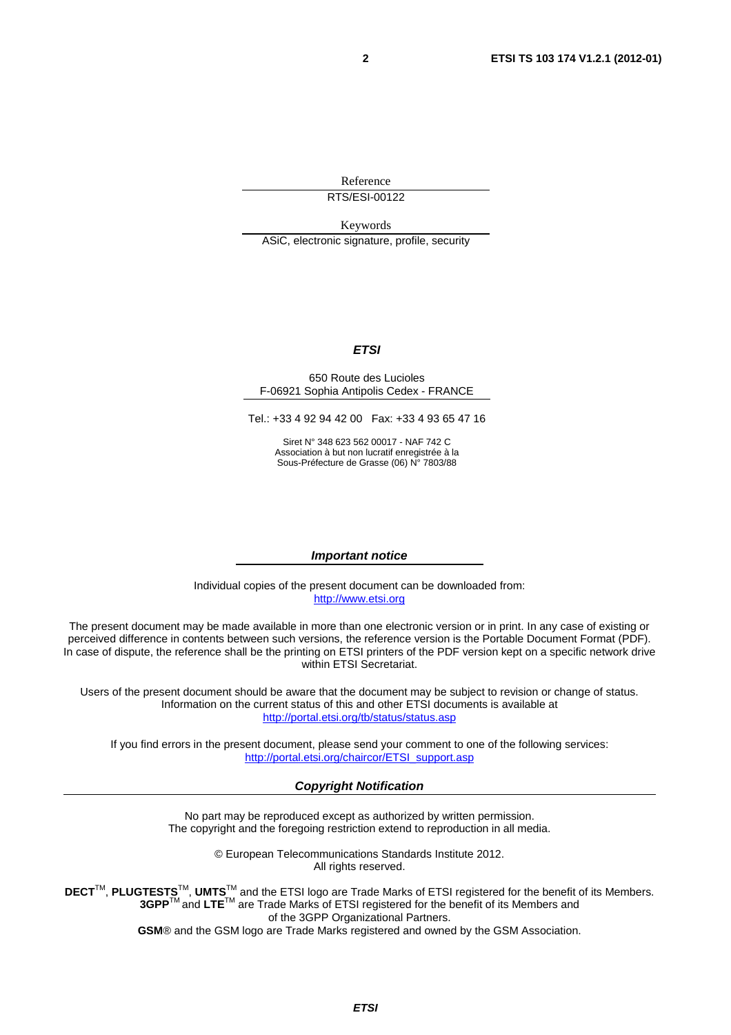Reference

RTS/ESI-00122

Keywords

ASiC, electronic signature, profile, security

***ETSI***

650 Route des Lucioles
F-06921 Sophia Antipolis Cedex - FRANCE

Tel.: +33 4 92 94 42 00 Fax: +33 4 93 65 47 16

Siret N° 348 623 562 00017 - NAF 742 C
Association à but non lucratif enregistrée à la
Sous-Préfecture de Grasse (06) N° 7803/88

***Important notice***

Individual copies of the present document can be downloaded from:
http://www.etsi.org

The present document may be made available in more than one electronic version or in print. In any case of existing or perceived difference in contents between such versions, the reference version is the Portable Document Format (PDF). In case of dispute, the reference shall be the printing on ETSI printers of the PDF version kept on a specific network drive within ETSI Secretariat.

Users of the present document should be aware that the document may be subject to revision or change of status. Information on the current status of this and other ETSI documents is available at
http://portal.etsi.org/tb/status/status.asp

If you find errors in the present document, please send your comment to one of the following services:
http://portal.etsi.org/chaircor/ETSI_support.asp

***Copyright Notification***

No part may be reproduced except as authorized by written permission.
The copyright and the foregoing restriction extend to reproduction in all media.

© European Telecommunications Standards Institute 2012.
All rights reserved.

**DECT**™, **PLUGTESTS**™, **UMTS**™ and the ETSI logo are Trade Marks of ETSI registered for the benefit of its Members.
**3GPP**™ and **LTE**™ are Trade Marks of ETSI registered for the benefit of its Members and of the 3GPP Organizational Partners.
**GSM**® and the GSM logo are Trade Marks registered and owned by the GSM Association.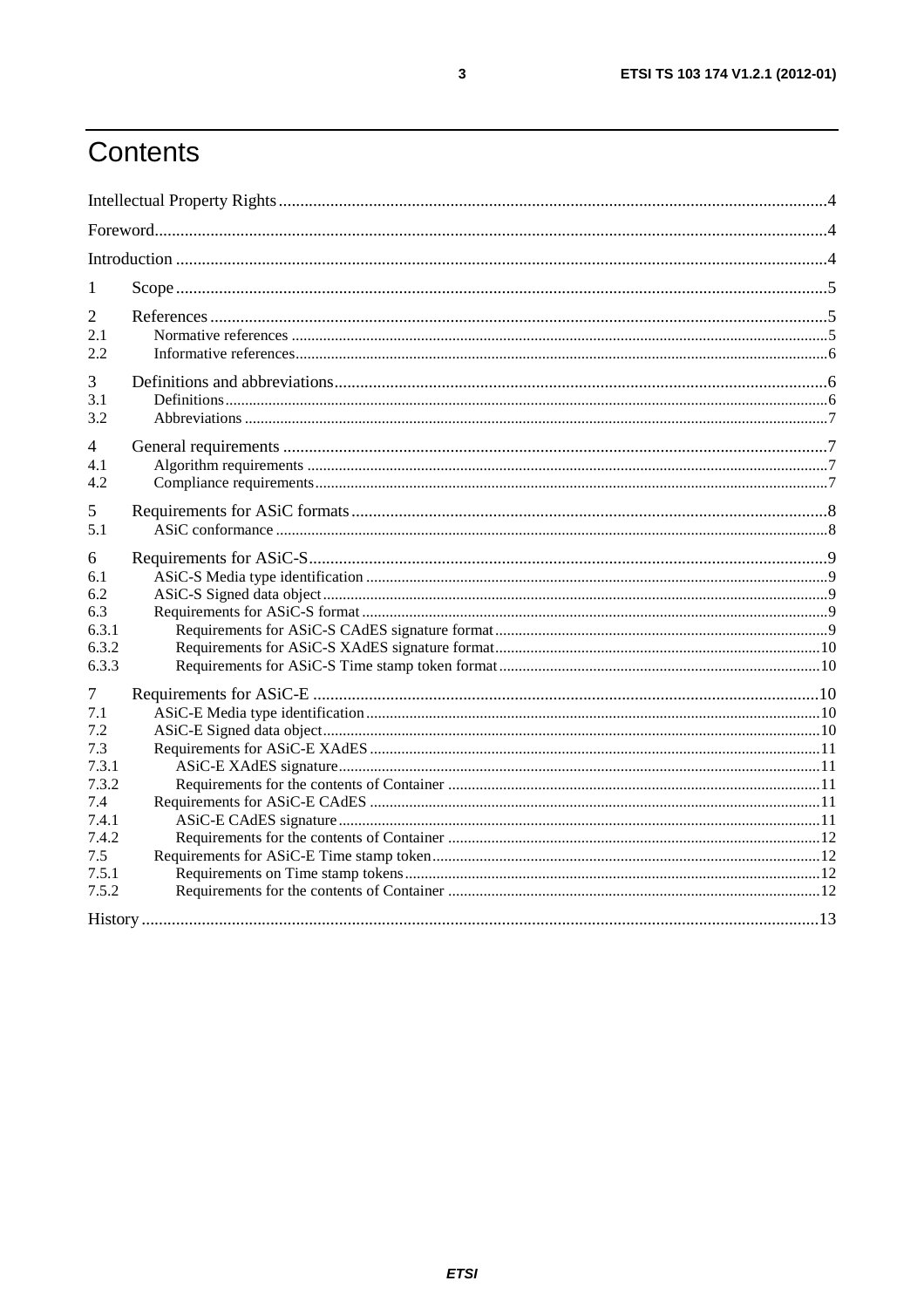# Contents

Intellectual Property Rights ....................................................................................................................4

Foreword..........................................................................................................................................4

Introduction ......................................................................................................................................4

1 Scope ..........................................................................................................................................5

2 References ..................................................................................................................................5

2.1 Normative references ...............................................................................................................5

2.2 Informative references..............................................................................................................6

3 Definitions and abbreviations.........................................................................................................6

3.1 Definitions................................................................................................................................6

3.2 Abbreviations ...........................................................................................................................7

4 General requirements ....................................................................................................................7

4.1 Algorithm requirements ............................................................................................................7

4.2 Compliance requirements..........................................................................................................7

5 Requirements for ASiC formats......................................................................................................8

5.1 ASiC conformance ...................................................................................................................8

6 Requirements for ASiC-S...............................................................................................................9

6.1 ASiC-S Media type identification ..............................................................................................9

6.2 ASiC-S Signed data object........................................................................................................9

6.3 Requirements for ASiC-S format ...............................................................................................9

6.3.1 Requirements for ASiC-S CAdES signature format.................................................................9

6.3.2 Requirements for ASiC-S XAdES signature format...............................................................10

6.3.3 Requirements for ASiC-S Time stamp token format..............................................................10

7 Requirements for ASiC-E .............................................................................................................10

7.1 ASiC-E Media type identification .............................................................................................10

7.2 ASiC-E Signed data object.......................................................................................................10

7.3 Requirements for ASiC-E XAdES ............................................................................................11

7.3.1 ASiC-E XAdES signature....................................................................................................11

7.3.2 Requirements for the contents of Container .........................................................................11

7.4 Requirements for ASiC-E CAdES ............................................................................................11

7.4.1 ASiC-E CAdES signature....................................................................................................11

7.4.2 Requirements for the contents of Container .........................................................................12

7.5 Requirements for ASiC-E Time stamp token.............................................................................12

7.5.1 Requirements on Time stamp tokens...................................................................................12

7.5.2 Requirements for the contents of Container .........................................................................12

History ...........................................................................................................................................13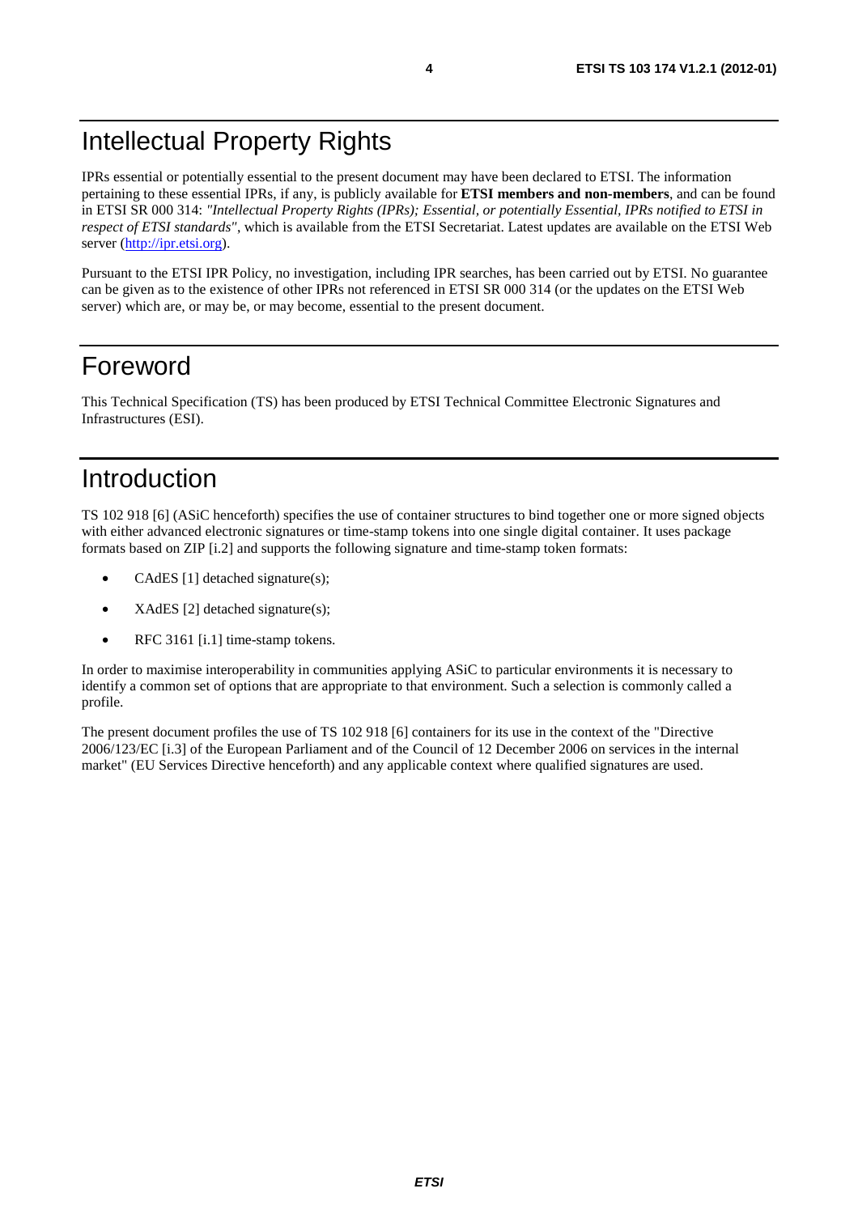# Intellectual Property Rights

IPRs essential or potentially essential to the present document may have been declared to ETSI. The information pertaining to these essential IPRs, if any, is publicly available for **ETSI members and non-members**, and can be found in ETSI SR 000 314: *"Intellectual Property Rights (IPRs); Essential, or potentially Essential, IPRs notified to ETSI in respect of ETSI standards"*, which is available from the ETSI Secretariat. Latest updates are available on the ETSI Web server (http://ipr.etsi.org).

Pursuant to the ETSI IPR Policy, no investigation, including IPR searches, has been carried out by ETSI. No guarantee can be given as to the existence of other IPRs not referenced in ETSI SR 000 314 (or the updates on the ETSI Web server) which are, or may be, or may become, essential to the present document.

# Foreword

This Technical Specification (TS) has been produced by ETSI Technical Committee Electronic Signatures and Infrastructures (ESI).

# Introduction

TS 102 918 [6] (ASiC henceforth) specifies the use of container structures to bind together one or more signed objects with either advanced electronic signatures or time-stamp tokens into one single digital container. It uses package formats based on ZIP [i.2] and supports the following signature and time-stamp token formats:

- CAdES [1] detached signature(s);
- XAdES [2] detached signature(s);
- RFC 3161 [i.1] time-stamp tokens.

In order to maximise interoperability in communities applying ASiC to particular environments it is necessary to identify a common set of options that are appropriate to that environment. Such a selection is commonly called a profile.

The present document profiles the use of TS 102 918 [6] containers for its use in the context of the "Directive 2006/123/EC [i.3] of the European Parliament and of the Council of 12 December 2006 on services in the internal market" (EU Services Directive henceforth) and any applicable context where qualified signatures are used.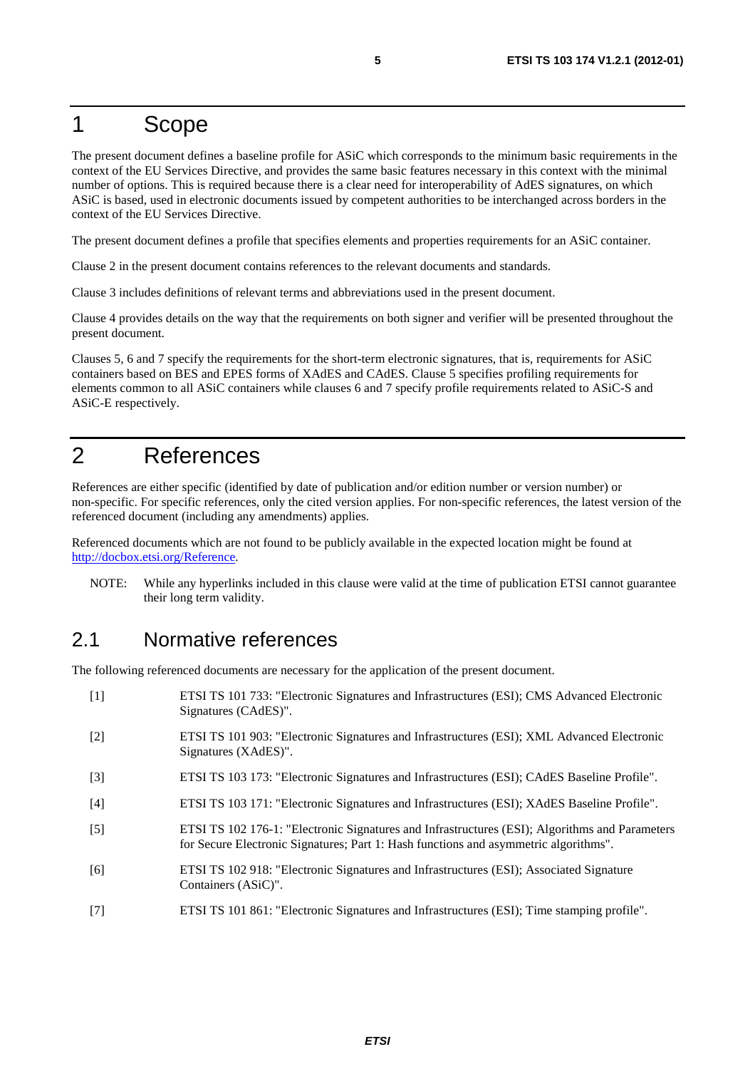# 1 Scope

The present document defines a baseline profile for ASiC which corresponds to the minimum basic requirements in the context of the EU Services Directive, and provides the same basic features necessary in this context with the minimal number of options. This is required because there is a clear need for interoperability of AdES signatures, on which ASiC is based, used in electronic documents issued by competent authorities to be interchanged across borders in the context of the EU Services Directive.

The present document defines a profile that specifies elements and properties requirements for an ASiC container.

Clause 2 in the present document contains references to the relevant documents and standards.

Clause 3 includes definitions of relevant terms and abbreviations used in the present document.

Clause 4 provides details on the way that the requirements on both signer and verifier will be presented throughout the present document.

Clauses 5, 6 and 7 specify the requirements for the short-term electronic signatures, that is, requirements for ASiC containers based on BES and EPES forms of XAdES and CAdES. Clause 5 specifies profiling requirements for elements common to all ASiC containers while clauses 6 and 7 specify profile requirements related to ASiC-S and ASiC-E respectively.

# 2 References

References are either specific (identified by date of publication and/or edition number or version number) or non-specific. For specific references, only the cited version applies. For non-specific references, the latest version of the referenced document (including any amendments) applies.

Referenced documents which are not found to be publicly available in the expected location might be found at http://docbox.etsi.org/Reference.

NOTE: While any hyperlinks included in this clause were valid at the time of publication ETSI cannot guarantee their long term validity.

## 2.1 Normative references

The following referenced documents are necessary for the application of the present document.

[1] ETSI TS 101 733: "Electronic Signatures and Infrastructures (ESI); CMS Advanced Electronic Signatures (CAdES)".

[2] ETSI TS 101 903: "Electronic Signatures and Infrastructures (ESI); XML Advanced Electronic Signatures (XAdES)".

[3] ETSI TS 103 173: "Electronic Signatures and Infrastructures (ESI); CAdES Baseline Profile".

[4] ETSI TS 103 171: "Electronic Signatures and Infrastructures (ESI); XAdES Baseline Profile".

[5] ETSI TS 102 176-1: "Electronic Signatures and Infrastructures (ESI); Algorithms and Parameters for Secure Electronic Signatures; Part 1: Hash functions and asymmetric algorithms".

[6] ETSI TS 102 918: "Electronic Signatures and Infrastructures (ESI); Associated Signature Containers (ASiC)".

[7] ETSI TS 101 861: "Electronic Signatures and Infrastructures (ESI); Time stamping profile".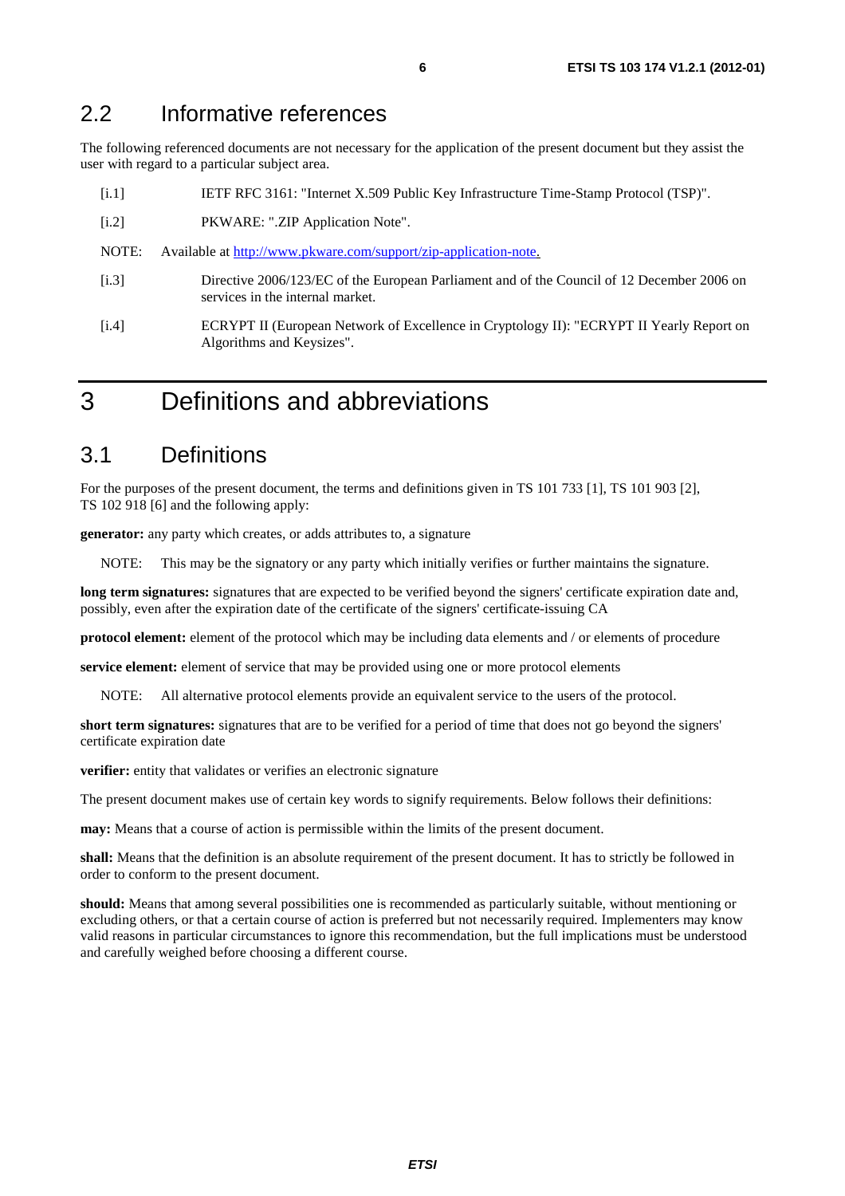## 2.2 Informative references

The following referenced documents are not necessary for the application of the present document but they assist the user with regard to a particular subject area.

[i.1] IETF RFC 3161: "Internet X.509 Public Key Infrastructure Time-Stamp Protocol (TSP)".

[i.2] PKWARE: ".ZIP Application Note".

NOTE: Available at http://www.pkware.com/support/zip-application-note.

[i.3] Directive 2006/123/EC of the European Parliament and of the Council of 12 December 2006 on services in the internal market.

[i.4] ECRYPT II (European Network of Excellence in Cryptology II): "ECRYPT II Yearly Report on Algorithms and Keysizes".

# 3 Definitions and abbreviations

## 3.1 Definitions

For the purposes of the present document, the terms and definitions given in TS 101 733 [1], TS 101 903 [2], TS 102 918 [6] and the following apply:

**generator:** any party which creates, or adds attributes to, a signature

NOTE: This may be the signatory or any party which initially verifies or further maintains the signature.

**long term signatures:** signatures that are expected to be verified beyond the signers' certificate expiration date and, possibly, even after the expiration date of the certificate of the signers' certificate-issuing CA

**protocol element:** element of the protocol which may be including data elements and / or elements of procedure

**service element:** element of service that may be provided using one or more protocol elements

NOTE: All alternative protocol elements provide an equivalent service to the users of the protocol.

**short term signatures:** signatures that are to be verified for a period of time that does not go beyond the signers' certificate expiration date

**verifier:** entity that validates or verifies an electronic signature

The present document makes use of certain key words to signify requirements. Below follows their definitions:

**may:** Means that a course of action is permissible within the limits of the present document.

**shall:** Means that the definition is an absolute requirement of the present document. It has to strictly be followed in order to conform to the present document.

**should:** Means that among several possibilities one is recommended as particularly suitable, without mentioning or excluding others, or that a certain course of action is preferred but not necessarily required. Implementers may know valid reasons in particular circumstances to ignore this recommendation, but the full implications must be understood and carefully weighed before choosing a different course.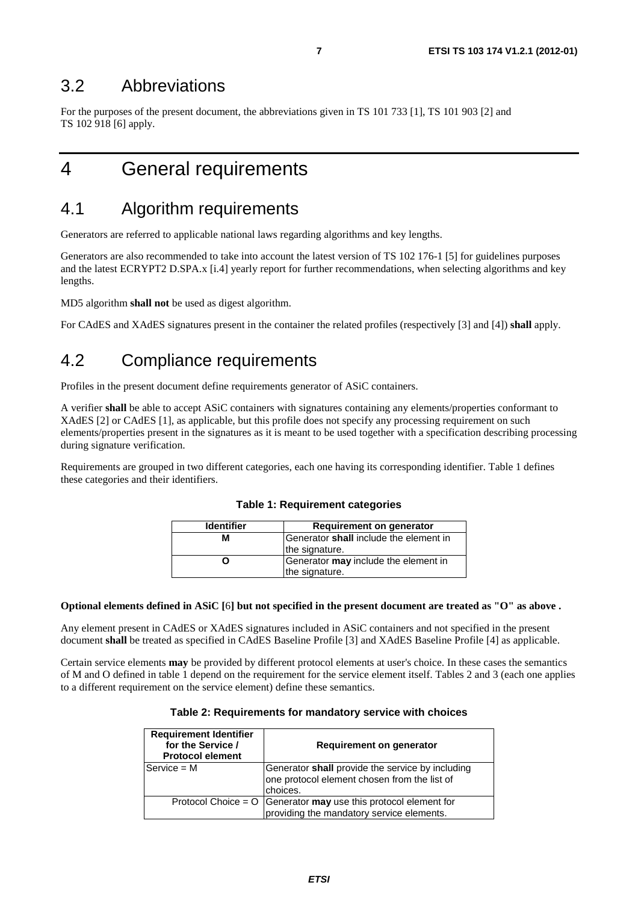## 3.2 Abbreviations

For the purposes of the present document, the abbreviations given in TS 101 733 [1], TS 101 903 [2] and TS 102 918 [6] apply.

# 4 General requirements

## 4.1 Algorithm requirements

Generators are referred to applicable national laws regarding algorithms and key lengths.

Generators are also recommended to take into account the latest version of TS 102 176-1 [5] for guidelines purposes and the latest ECRYPT2 D.SPA.x [i.4] yearly report for further recommendations, when selecting algorithms and key lengths.

MD5 algorithm **shall not** be used as digest algorithm.

For CAdES and XAdES signatures present in the container the related profiles (respectively [3] and [4]) **shall** apply.

## 4.2 Compliance requirements

Profiles in the present document define requirements generator of ASiC containers.

A verifier **shall** be able to accept ASiC containers with signatures containing any elements/properties conformant to XAdES [2] or CAdES [1], as applicable, but this profile does not specify any processing requirement on such elements/properties present in the signatures as it is meant to be used together with a specification describing processing during signature verification.

Requirements are grouped in two different categories, each one having its corresponding identifier. Table 1 defines these categories and their identifiers.

**Table 1: Requirement categories**

| Identifier | Requirement on generator |
|---|---|
| **M** | Generator **shall** include the element in the signature. |
| **O** | Generator **may** include the element in the signature. |

**Optional elements defined in ASiC [6] but not specified in the present document are treated as "O" as above .**

Any element present in CAdES or XAdES signatures included in ASiC containers and not specified in the present document **shall** be treated as specified in CAdES Baseline Profile [3] and XAdES Baseline Profile [4] as applicable.

Certain service elements **may** be provided by different protocol elements at user's choice. In these cases the semantics of M and O defined in table 1 depend on the requirement for the service element itself. Tables 2 and 3 (each one applies to a different requirement on the service element) define these semantics.

**Table 2: Requirements for mandatory service with choices**

| Requirement Identifier for the Service / Protocol element | Requirement on generator |
|---|---|
| Service = M | Generator **shall** provide the service by including one protocol element chosen from the list of choices. |
| Protocol Choice = O | Generator **may** use this protocol element for providing the mandatory service elements. |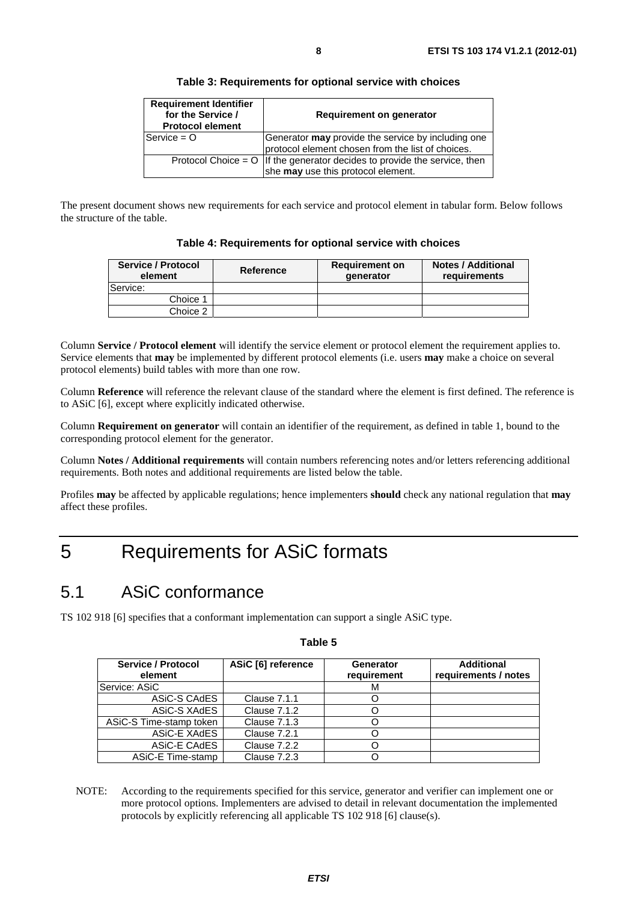**Table 3: Requirements for optional service with choices**

| Requirement Identifier for the Service / Protocol element | Requirement on generator |
| --- | --- |
| Service = O | Generator **may** provide the service by including one protocol element chosen from the list of choices. |
| Protocol Choice = O | If the generator decides to provide the service, then she **may** use this protocol element. |

The present document shows new requirements for each service and protocol element in tabular form. Below follows the structure of the table.

**Table 4: Requirements for optional service with choices**

| Service / Protocol element | Reference | Requirement on generator | Notes / Additional requirements |
| --- | --- | --- | --- |
| Service: | | | |
| Choice 1 | | | |
| Choice 2 | | | |

Column **Service / Protocol element** will identify the service element or protocol element the requirement applies to. Service elements that **may** be implemented by different protocol elements (i.e. users **may** make a choice on several protocol elements) build tables with more than one row.

Column **Reference** will reference the relevant clause of the standard where the element is first defined. The reference is to ASiC [6], except where explicitly indicated otherwise.

Column **Requirement on generator** will contain an identifier of the requirement, as defined in table 1, bound to the corresponding protocol element for the generator.

Column **Notes / Additional requirements** will contain numbers referencing notes and/or letters referencing additional requirements. Both notes and additional requirements are listed below the table.

Profiles **may** be affected by applicable regulations; hence implementers **should** check any national regulation that **may** affect these profiles.

# 5 Requirements for ASiC formats

## 5.1 ASiC conformance

TS 102 918 [6] specifies that a conformant implementation can support a single ASiC type.

**Table 5**

| Service / Protocol element | ASiC [6] reference | Generator requirement | Additional requirements / notes |
| --- | --- | --- | --- |
| Service: ASiC | | M | |
| ASiC-S CAdES | Clause 7.1.1 | O | |
| ASiC-S XAdES | Clause 7.1.2 | O | |
| ASiC-S Time-stamp token | Clause 7.1.3 | O | |
| ASiC-E XAdES | Clause 7.2.1 | O | |
| ASiC-E CAdES | Clause 7.2.2 | O | |
| ASiC-E Time-stamp | Clause 7.2.3 | O | |

NOTE: According to the requirements specified for this service, generator and verifier can implement one or more protocol options. Implementers are advised to detail in relevant documentation the implemented protocols by explicitly referencing all applicable TS 102 918 [6] clause(s).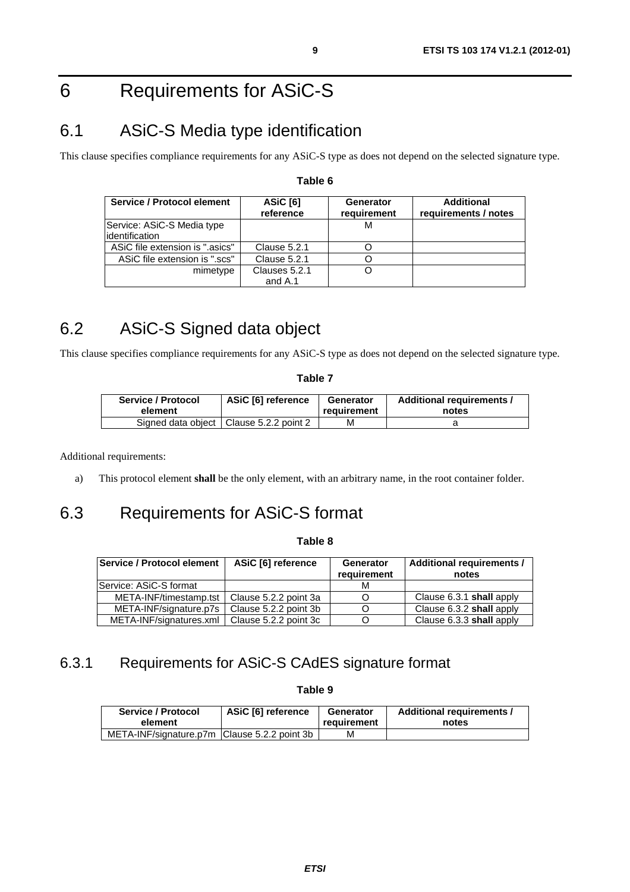# 6 Requirements for ASiC-S

## 6.1 ASiC-S Media type identification

This clause specifies compliance requirements for any ASiC-S type as does not depend on the selected signature type.

**Table 6**

| Service / Protocol element | ASiC [6] reference | Generator requirement | Additional requirements / notes |
|---|---|---|---|
| Service: ASiC-S Media type identification | | M | |
| ASiC file extension is ".asics" | Clause 5.2.1 | O | |
| ASiC file extension is ".scs" | Clause 5.2.1 | O | |
| mimetype | Clauses 5.2.1 and A.1 | O | |

## 6.2 ASiC-S Signed data object

This clause specifies compliance requirements for any ASiC-S type as does not depend on the selected signature type.

**Table 7**

| Service / Protocol element | ASiC [6] reference | Generator requirement | Additional requirements / notes |
|---|---|---|---|
| Signed data object | Clause 5.2.2 point 2 | M | a |

Additional requirements:

a) This protocol element **shall** be the only element, with an arbitrary name, in the root container folder.

## 6.3 Requirements for ASiC-S format

**Table 8**

| Service / Protocol element | ASiC [6] reference | Generator requirement | Additional requirements / notes |
|---|---|---|---|
| Service: ASiC-S format | | M | |
| META-INF/timestamp.tst | Clause 5.2.2 point 3a | O | Clause 6.3.1 **shall** apply |
| META-INF/signature.p7s | Clause 5.2.2 point 3b | O | Clause 6.3.2 **shall** apply |
| META-INF/signatures.xml | Clause 5.2.2 point 3c | O | Clause 6.3.3 **shall** apply |

### 6.3.1 Requirements for ASiC-S CAdES signature format

**Table 9**

| Service / Protocol element | ASiC [6] reference | Generator requirement | Additional requirements / notes |
|---|---|---|---|
| META-INF/signature.p7m | Clause 5.2.2 point 3b | M | |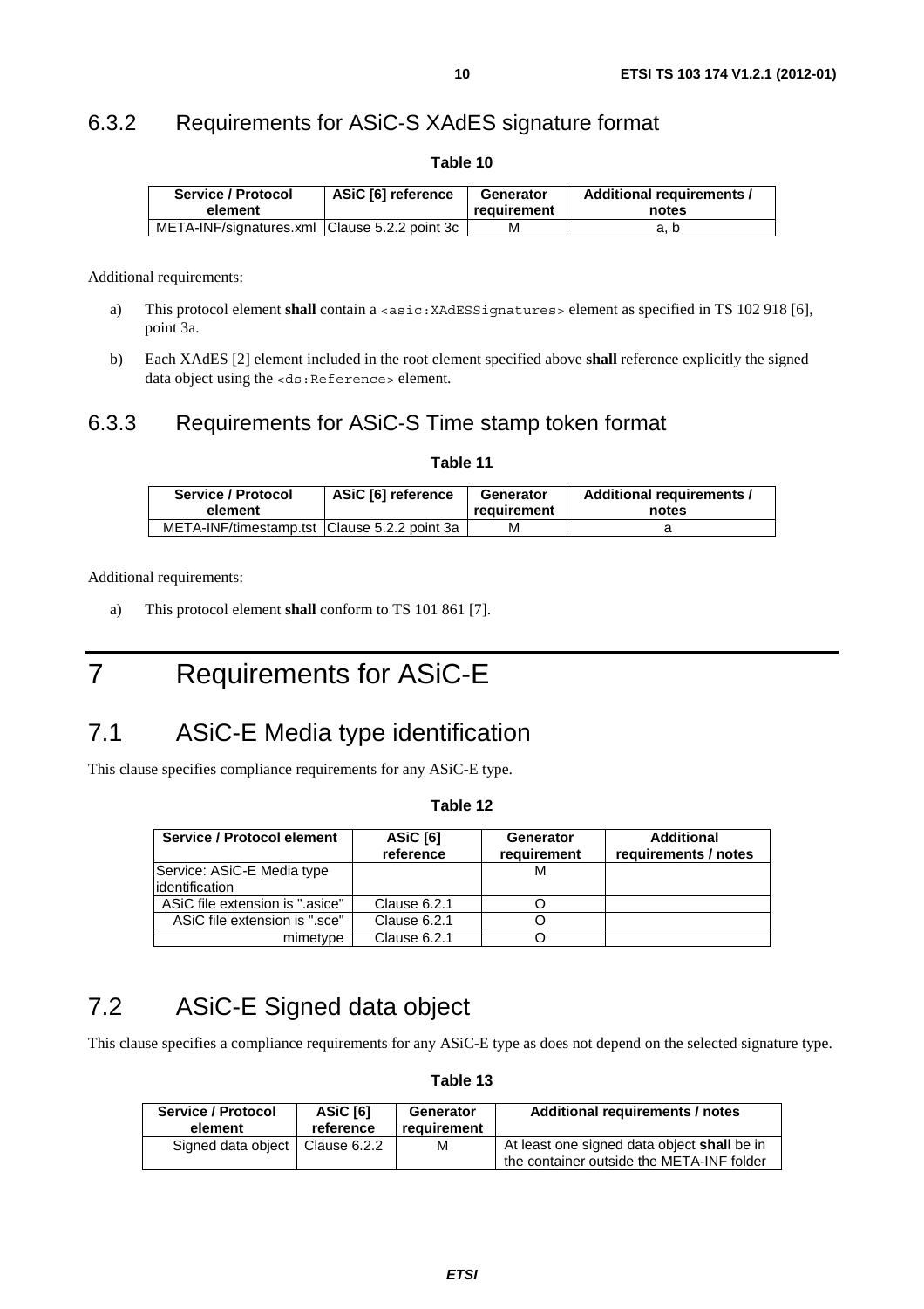### 6.3.2 Requirements for ASiC-S XAdES signature format

**Table 10**

| Service / Protocol element | ASiC [6] reference | Generator requirement | Additional requirements / notes |
|---|---|---|---|
| META-INF/signatures.xml | Clause 5.2.2 point 3c | M | a, b |

Additional requirements:

a) This protocol element **shall** contain a `<asic:XAdESSignatures>` element as specified in TS 102 918 [6], point 3a.

b) Each XAdES [2] element included in the root element specified above **shall** reference explicitly the signed data object using the `<ds:Reference>` element.

### 6.3.3 Requirements for ASiC-S Time stamp token format

**Table 11**

| Service / Protocol element | ASiC [6] reference | Generator requirement | Additional requirements / notes |
|---|---|---|---|
| META-INF/timestamp.tst | Clause 5.2.2 point 3a | M | a |

Additional requirements:

a) This protocol element **shall** conform to TS 101 861 [7].

# 7 Requirements for ASiC-E

## 7.1 ASiC-E Media type identification

This clause specifies compliance requirements for any ASiC-E type.

**Table 12**

| Service / Protocol element | ASiC [6] reference | Generator requirement | Additional requirements / notes |
|---|---|---|---|
| Service: ASiC-E Media type identification | | M | |
| ASiC file extension is ".asice" | Clause 6.2.1 | O | |
| ASiC file extension is ".sce" | Clause 6.2.1 | O | |
| mimetype | Clause 6.2.1 | O | |

## 7.2 ASiC-E Signed data object

This clause specifies a compliance requirements for any ASiC-E type as does not depend on the selected signature type.

**Table 13**

| Service / Protocol element | ASiC [6] reference | Generator requirement | Additional requirements / notes |
|---|---|---|---|
| Signed data object | Clause 6.2.2 | M | At least one signed data object **shall** be in the container outside the META-INF folder |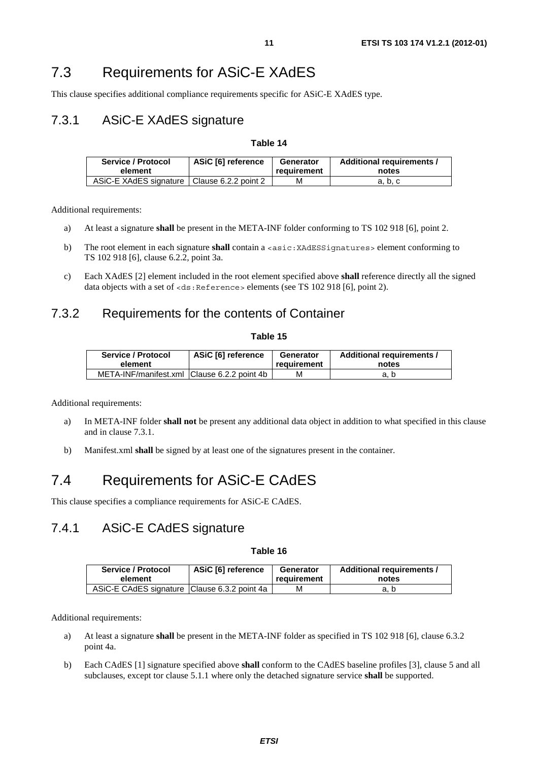## 7.3 Requirements for ASiC-E XAdES

This clause specifies additional compliance requirements specific for ASiC-E XAdES type.

### 7.3.1 ASiC-E XAdES signature

**Table 14**

| Service / Protocol element | ASiC [6] reference | Generator requirement | Additional requirements / notes |
|---|---|---|---|
| ASiC-E XAdES signature | Clause 6.2.2 point 2 | M | a, b, c |

Additional requirements:

a) At least a signature **shall** be present in the META-INF folder conforming to TS 102 918 [6], point 2.

b) The root element in each signature **shall** contain a `<asic:XAdESSignatures>` element conforming to TS 102 918 [6], clause 6.2.2, point 3a.

c) Each XAdES [2] element included in the root element specified above **shall** reference directly all the signed data objects with a set of `<ds:Reference>` elements (see TS 102 918 [6], point 2).

### 7.3.2 Requirements for the contents of Container

**Table 15**

| Service / Protocol element | ASiC [6] reference | Generator requirement | Additional requirements / notes |
|---|---|---|---|
| META-INF/manifest.xml | Clause 6.2.2 point 4b | M | a, b |

Additional requirements:

a) In META-INF folder **shall not** be present any additional data object in addition to what specified in this clause and in clause 7.3.1.

b) Manifest.xml **shall** be signed by at least one of the signatures present in the container.

## 7.4 Requirements for ASiC-E CAdES

This clause specifies a compliance requirements for ASiC-E CAdES.

### 7.4.1 ASiC-E CAdES signature

**Table 16**

| Service / Protocol element | ASiC [6] reference | Generator requirement | Additional requirements / notes |
|---|---|---|---|
| ASiC-E CAdES signature | Clause 6.3.2 point 4a | M | a, b |

Additional requirements:

a) At least a signature **shall** be present in the META-INF folder as specified in TS 102 918 [6], clause 6.3.2 point 4a.

b) Each CAdES [1] signature specified above **shall** conform to the CAdES baseline profiles [3], clause 5 and all subclauses, except tor clause 5.1.1 where only the detached signature service **shall** be supported.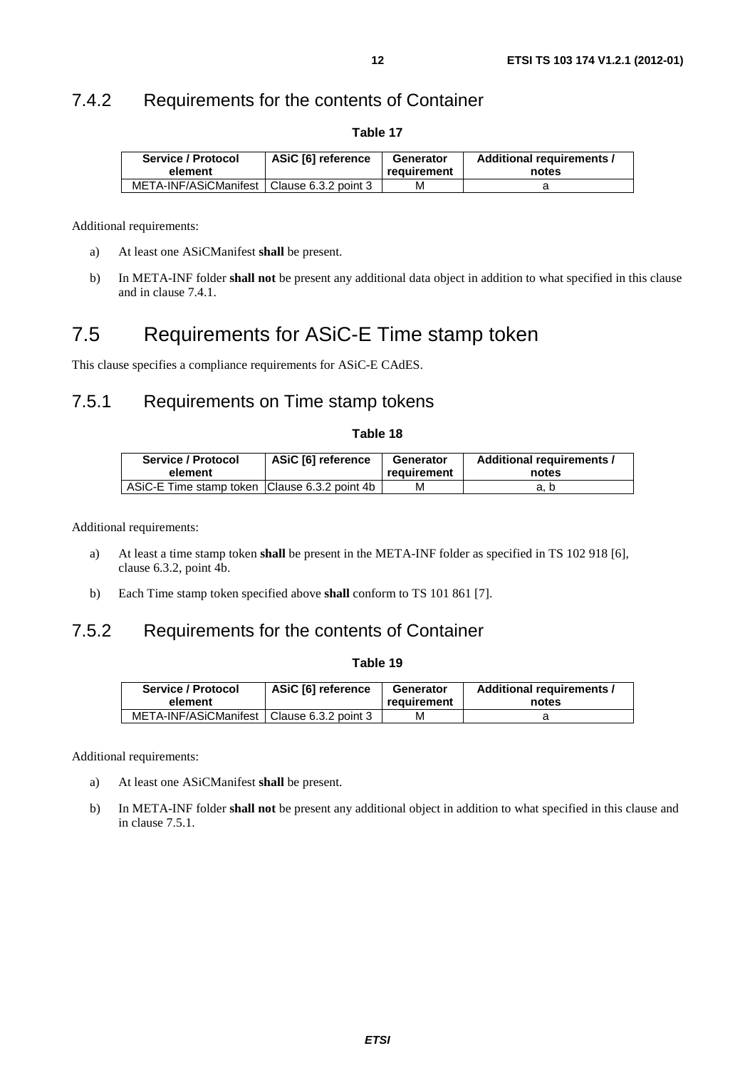### 7.4.2 Requirements for the contents of Container

**Table 17**

| Service / Protocol element | ASiC [6] reference | Generator requirement | Additional requirements / notes |
| --- | --- | --- | --- |
| META-INF/ASiCManifest | Clause 6.3.2 point 3 | M | a |

Additional requirements:

a) At least one ASiCManifest **shall** be present.

b) In META-INF folder **shall not** be present any additional data object in addition to what specified in this clause and in clause 7.4.1.

## 7.5 Requirements for ASiC-E Time stamp token

This clause specifies a compliance requirements for ASiC-E CAdES.

### 7.5.1 Requirements on Time stamp tokens

**Table 18**

| Service / Protocol element | ASiC [6] reference | Generator requirement | Additional requirements / notes |
| --- | --- | --- | --- |
| ASiC-E Time stamp token | Clause 6.3.2 point 4b | M | a, b |

Additional requirements:

a) At least a time stamp token **shall** be present in the META-INF folder as specified in TS 102 918 [6], clause 6.3.2, point 4b.

b) Each Time stamp token specified above **shall** conform to TS 101 861 [7].

### 7.5.2 Requirements for the contents of Container

**Table 19**

| Service / Protocol element | ASiC [6] reference | Generator requirement | Additional requirements / notes |
| --- | --- | --- | --- |
| META-INF/ASiCManifest | Clause 6.3.2 point 3 | M | a |

Additional requirements:

a) At least one ASiCManifest **shall** be present.

b) In META-INF folder **shall not** be present any additional object in addition to what specified in this clause and in clause 7.5.1.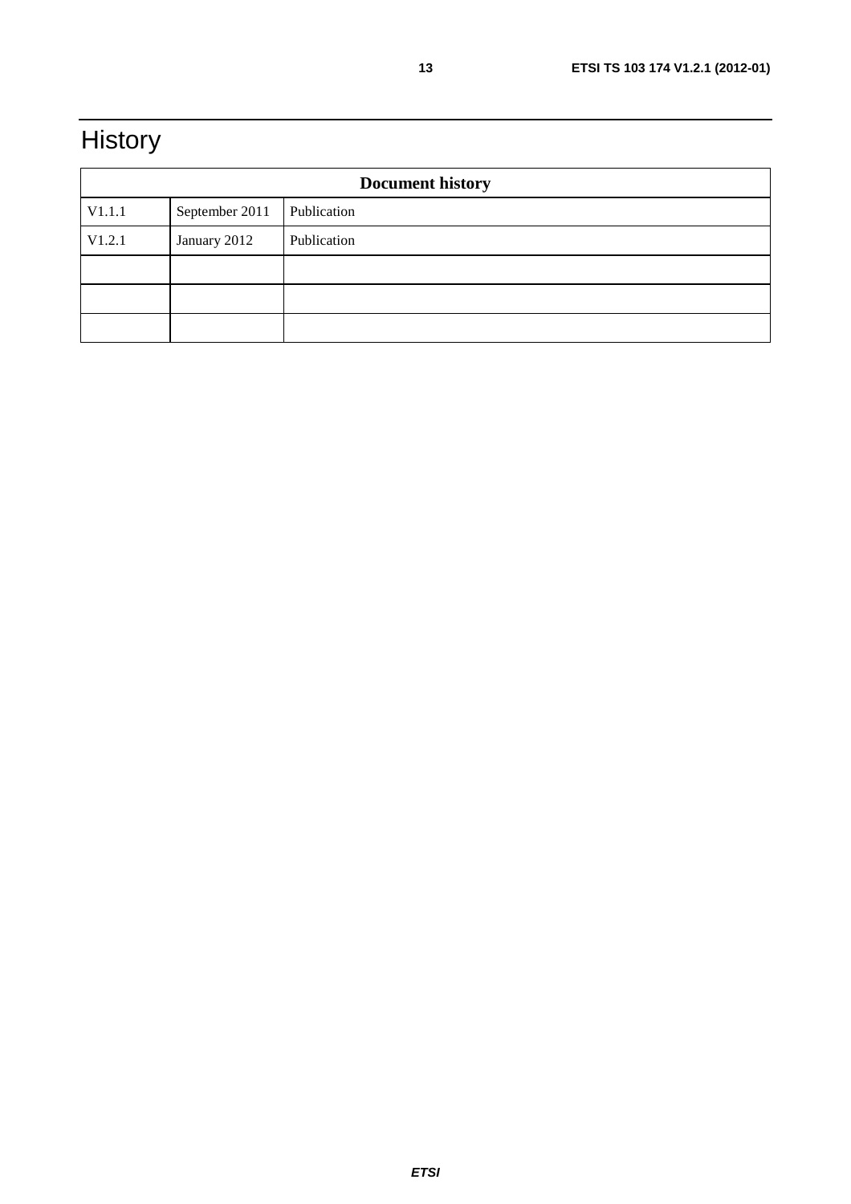# History

| Document history | | |
|---|---|---|
| V1.1.1 | September 2011 | Publication |
| V1.2.1 | January 2012 | Publication |
| | | |
| | | |
| | | |